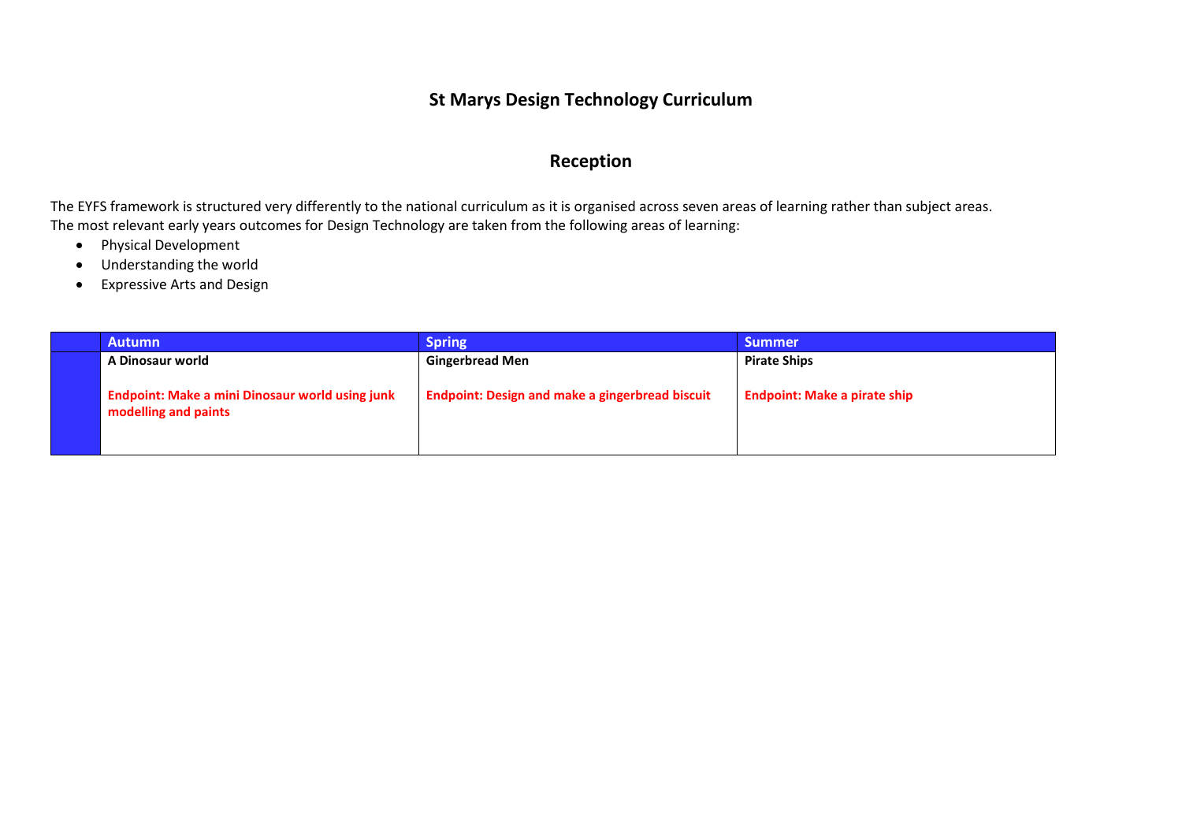# St Marys Design Technology Curriculum

## Reception

The EYFS framework is structured very differently to the national curriculum as it is organised across seven areas of learning rather than subject areas.
The most relevant early years outcomes for Design Technology are taken from the following areas of learning:

- Physical Development
- Understanding the world
- Expressive Arts and Design

| | Autumn | Spring | Summer |
|---|---|---|---|
| | **A Dinosaur world**<br><br>**Endpoint: Make a mini Dinosaur world using junk modelling and paints** | **Gingerbread Men**<br><br>**Endpoint: Design and make a gingerbread biscuit** | **Pirate Ships**<br><br>**Endpoint: Make a pirate ship** |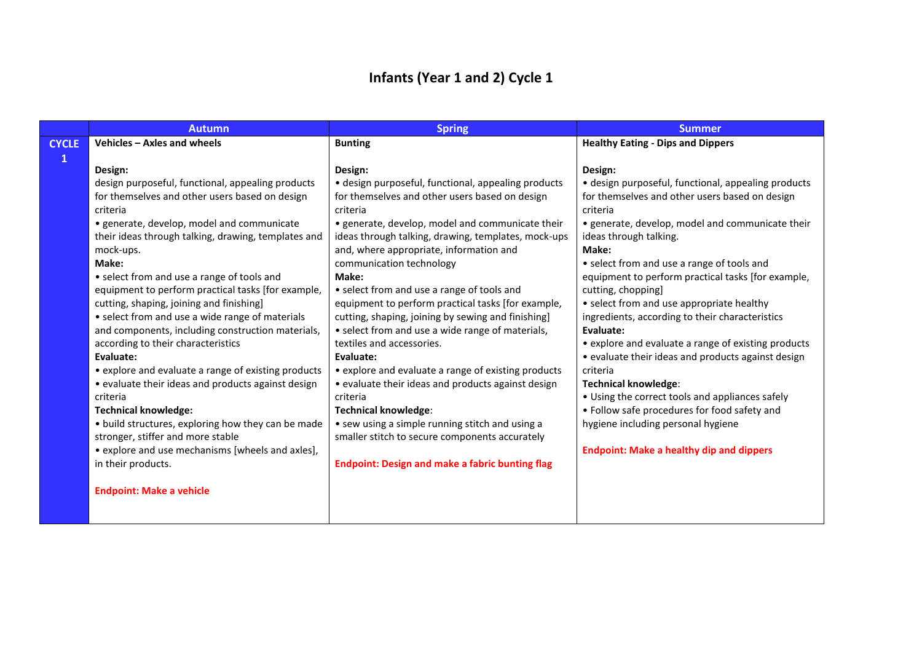# Infants (Year 1 and 2) Cycle 1

| | Autumn | Spring | Summer |
|---|---|---|---|
| **CYCLE 1** | **Vehicles – Axles and wheels**<br><br>**Design:**<br>design purposeful, functional, appealing products for themselves and other users based on design criteria<br>• generate, develop, model and communicate their ideas through talking, drawing, templates and mock-ups.<br>**Make:**<br>• select from and use a range of tools and equipment to perform practical tasks [for example, cutting, shaping, joining and finishing]<br>• select from and use a wide range of materials and components, including construction materials, according to their characteristics<br>**Evaluate:**<br>• explore and evaluate a range of existing products<br>• evaluate their ideas and products against design criteria<br>**Technical knowledge:**<br>• build structures, exploring how they can be made stronger, stiffer and more stable<br>• explore and use mechanisms [wheels and axles], in their products.<br><br>**Endpoint: Make a vehicle** | **Bunting**<br><br>**Design:**<br>• design purposeful, functional, appealing products for themselves and other users based on design criteria<br>• generate, develop, model and communicate their ideas through talking, drawing, templates, mock-ups and, where appropriate, information and communication technology<br>**Make:**<br>• select from and use a range of tools and equipment to perform practical tasks [for example, cutting, shaping, joining by sewing and finishing]<br>• select from and use a wide range of materials, textiles and accessories.<br>**Evaluate:**<br>• explore and evaluate a range of existing products<br>• evaluate their ideas and products against design criteria<br>**Technical knowledge**:<br>• sew using a simple running stitch and using a smaller stitch to secure components accurately<br><br>**Endpoint: Design and make a fabric bunting flag** | **Healthy Eating - Dips and Dippers**<br><br>**Design:**<br>• design purposeful, functional, appealing products for themselves and other users based on design criteria<br>• generate, develop, model and communicate their ideas through talking.<br>**Make:**<br>• select from and use a range of tools and equipment to perform practical tasks [for example, cutting, chopping]<br>• select from and use appropriate healthy ingredients, according to their characteristics<br>**Evaluate:**<br>• explore and evaluate a range of existing products<br>• evaluate their ideas and products against design criteria<br>**Technical knowledge**:<br>• Using the correct tools and appliances safely<br>• Follow safe procedures for food safety and hygiene including personal hygiene<br><br>**Endpoint: Make a healthy dip and dippers** |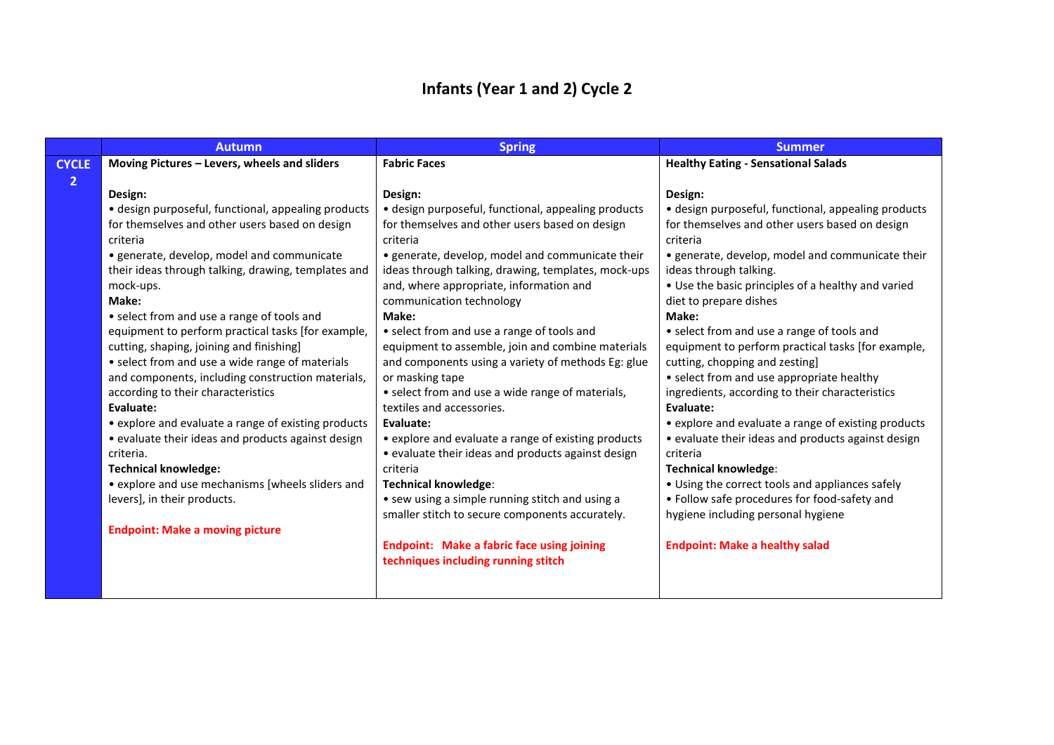# Infants (Year 1 and 2) Cycle 2

| | Autumn | Spring | Summer |
|---|---|---|---|
| **CYCLE 2** | **Moving Pictures – Levers, wheels and sliders**<br><br>**Design:**<br>• design purposeful, functional, appealing products for themselves and other users based on design criteria<br>• generate, develop, model and communicate their ideas through talking, drawing, templates and mock-ups.<br>**Make:**<br>• select from and use a range of tools and equipment to perform practical tasks [for example, cutting, shaping, joining and finishing]<br>• select from and use a wide range of materials and components, including construction materials, according to their characteristics<br>**Evaluate:**<br>• explore and evaluate a range of existing products<br>• evaluate their ideas and products against design criteria.<br>**Technical knowledge:**<br>• explore and use mechanisms [wheels sliders and levers], in their products.<br><br>**Endpoint: Make a moving picture** | **Fabric Faces**<br><br>**Design:**<br>• design purposeful, functional, appealing products for themselves and other users based on design criteria<br>• generate, develop, model and communicate their ideas through talking, drawing, templates, mock-ups and, where appropriate, information and communication technology<br>**Make:**<br>• select from and use a range of tools and equipment to assemble, join and combine materials and components using a variety of methods Eg: glue or masking tape<br>• select from and use a wide range of materials, textiles and accessories.<br>**Evaluate:**<br>• explore and evaluate a range of existing products<br>• evaluate their ideas and products against design criteria<br>**Technical knowledge**:<br>• sew using a simple running stitch and using a smaller stitch to secure components accurately.<br><br>**Endpoint: Make a fabric face using joining techniques including running stitch** | **Healthy Eating - Sensational Salads**<br><br>**Design:**<br>• design purposeful, functional, appealing products for themselves and other users based on design criteria<br>• generate, develop, model and communicate their ideas through talking.<br>• Use the basic principles of a healthy and varied diet to prepare dishes<br>**Make:**<br>• select from and use a range of tools and equipment to perform practical tasks [for example, cutting, chopping and zesting]<br>• select from and use appropriate healthy ingredients, according to their characteristics<br>**Evaluate:**<br>• explore and evaluate a range of existing products<br>• evaluate their ideas and products against design criteria<br>**Technical knowledge**:<br>• Using the correct tools and appliances safely<br>• Follow safe procedures for food-safety and hygiene including personal hygiene<br><br>**Endpoint: Make a healthy salad** |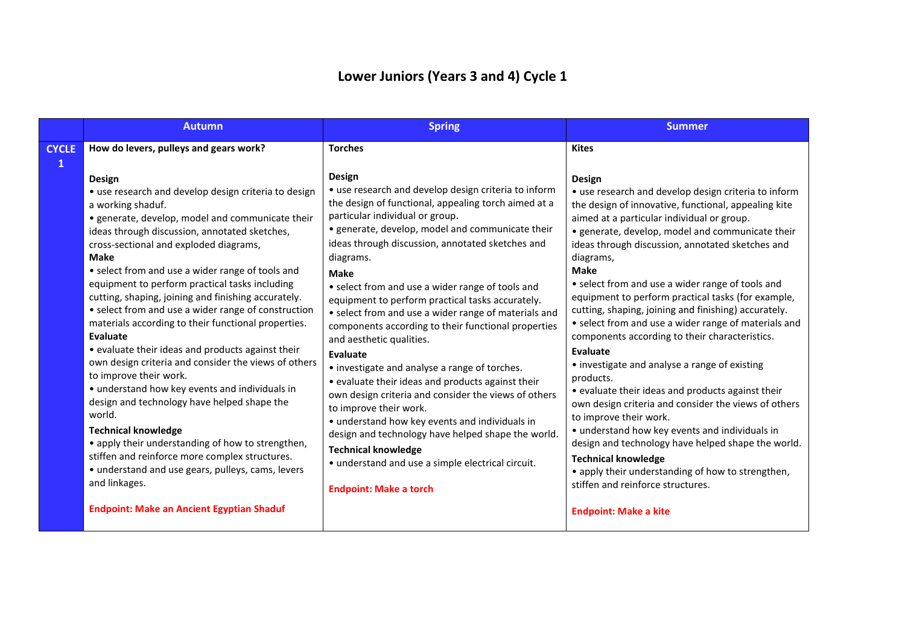# Lower Juniors (Years 3 and 4) Cycle 1

| | Autumn | Spring | Summer |
|---|---|---|---|
| **CYCLE 1** | **How do levers, pulleys and gears work?**<br><br>**Design**<br>• use research and develop design criteria to design a working shaduf.<br>• generate, develop, model and communicate their ideas through discussion, annotated sketches, cross-sectional and exploded diagrams,<br>**Make**<br>• select from and use a wider range of tools and equipment to perform practical tasks including cutting, shaping, joining and finishing accurately.<br>• select from and use a wider range of construction materials according to their functional properties.<br>**Evaluate**<br>• evaluate their ideas and products against their own design criteria and consider the views of others to improve their work.<br>• understand how key events and individuals in design and technology have helped shape the world.<br>**Technical knowledge**<br>• apply their understanding of how to strengthen, stiffen and reinforce more complex structures.<br>• understand and use gears, pulleys, cams, levers and linkages.<br><br>**Endpoint: Make an Ancient Egyptian Shaduf** | **Torches**<br><br>**Design**<br>• use research and develop design criteria to inform the design of functional, appealing torch aimed at a particular individual or group.<br>• generate, develop, model and communicate their ideas through discussion, annotated sketches and diagrams.<br>**Make**<br>• select from and use a wider range of tools and equipment to perform practical tasks accurately.<br>• select from and use a wider range of materials and components according to their functional properties and aesthetic qualities.<br>**Evaluate**<br>• investigate and analyse a range of torches.<br>• evaluate their ideas and products against their own design criteria and consider the views of others to improve their work.<br>• understand how key events and individuals in design and technology have helped shape the world.<br>**Technical knowledge**<br>• understand and use a simple electrical circuit.<br><br>**Endpoint: Make a torch** | **Kites**<br><br>**Design**<br>• use research and develop design criteria to inform the design of innovative, functional, appealing kite aimed at a particular individual or group.<br>• generate, develop, model and communicate their ideas through discussion, annotated sketches and diagrams,<br>**Make**<br>• select from and use a wider range of tools and equipment to perform practical tasks (for example, cutting, shaping, joining and finishing) accurately.<br>• select from and use a wider range of materials and components according to their characteristics.<br>**Evaluate**<br>• investigate and analyse a range of existing products.<br>• evaluate their ideas and products against their own design criteria and consider the views of others to improve their work.<br>• understand how key events and individuals in design and technology have helped shape the world.<br>**Technical knowledge**<br>• apply their understanding of how to strengthen, stiffen and reinforce structures.<br><br>**Endpoint: Make a kite** |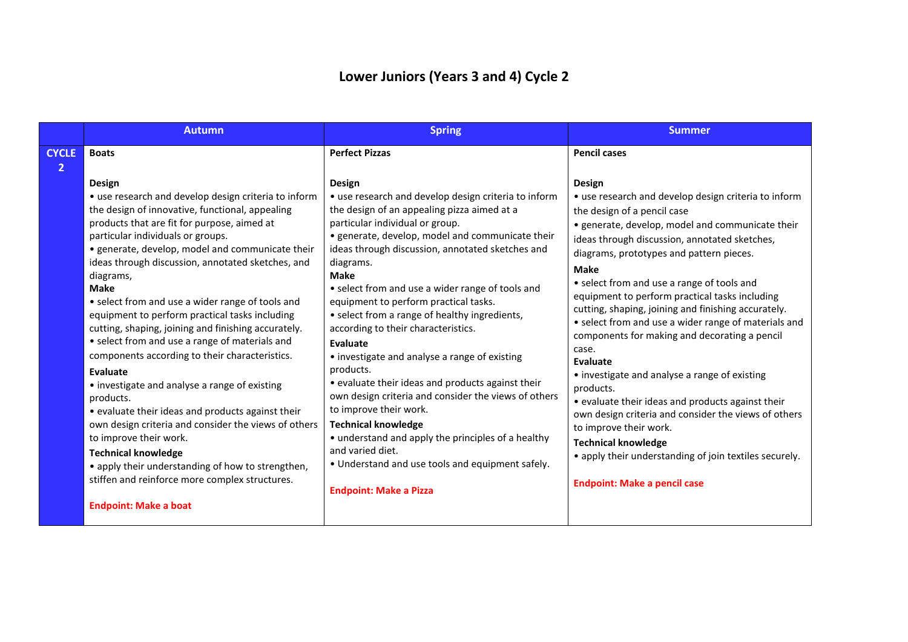# Lower Juniors (Years 3 and 4) Cycle 2

| | Autumn | Spring | Summer |
|---|---|---|---|
| **CYCLE 2** | **Boats**<br><br>**Design**<br>• use research and develop design criteria to inform the design of innovative, functional, appealing products that are fit for purpose, aimed at particular individuals or groups.<br>• generate, develop, model and communicate their ideas through discussion, annotated sketches, and diagrams,<br>**Make**<br>• select from and use a wider range of tools and equipment to perform practical tasks including cutting, shaping, joining and finishing accurately.<br>• select from and use a range of materials and components according to their characteristics.<br>**Evaluate**<br>• investigate and analyse a range of existing products.<br>• evaluate their ideas and products against their own design criteria and consider the views of others to improve their work.<br>**Technical knowledge**<br>• apply their understanding of how to strengthen, stiffen and reinforce more complex structures.<br><br>**Endpoint: Make a boat** | **Perfect Pizzas**<br><br>**Design**<br>• use research and develop design criteria to inform the design of an appealing pizza aimed at a particular individual or group.<br>• generate, develop, model and communicate their ideas through discussion, annotated sketches and diagrams.<br>**Make**<br>• select from and use a wider range of tools and equipment to perform practical tasks.<br>• select from a range of healthy ingredients, according to their characteristics.<br>**Evaluate**<br>• investigate and analyse a range of existing products.<br>• evaluate their ideas and products against their own design criteria and consider the views of others to improve their work.<br>**Technical knowledge**<br>• understand and apply the principles of a healthy and varied diet.<br>• Understand and use tools and equipment safely.<br><br>**Endpoint: Make a Pizza** | **Pencil cases**<br><br>**Design**<br>• use research and develop design criteria to inform the design of a pencil case<br>• generate, develop, model and communicate their ideas through discussion, annotated sketches, diagrams, prototypes and pattern pieces.<br>**Make**<br>• select from and use a range of tools and equipment to perform practical tasks including cutting, shaping, joining and finishing accurately.<br>• select from and use a wider range of materials and components for making and decorating a pencil case.<br>**Evaluate**<br>• investigate and analyse a range of existing products.<br>• evaluate their ideas and products against their own design criteria and consider the views of others to improve their work.<br>**Technical knowledge**<br>• apply their understanding of join textiles securely.<br><br>**Endpoint: Make a pencil case** |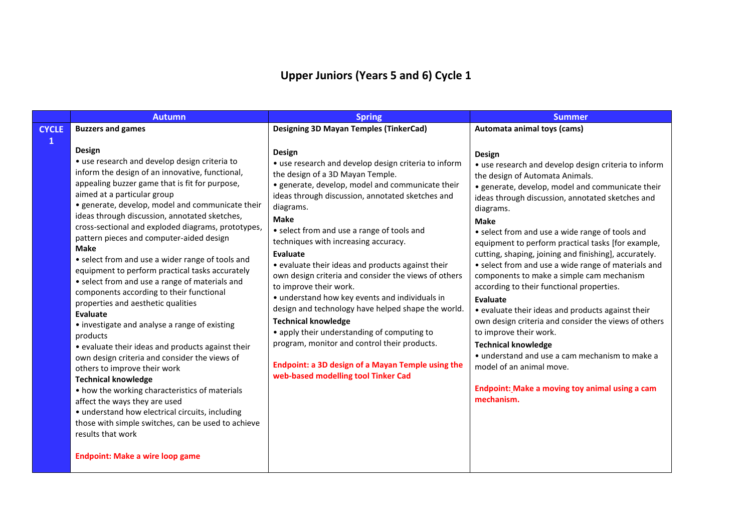# Upper Juniors (Years 5 and 6) Cycle 1

| | Autumn | Spring | Summer |
|---|---|---|---|
| **CYCLE 1** | **Buzzers and games**<br><br>**Design**<br>• use research and develop design criteria to inform the design of an innovative, functional, appealing buzzer game that is fit for purpose, aimed at a particular group<br>• generate, develop, model and communicate their ideas through discussion, annotated sketches, cross-sectional and exploded diagrams, prototypes, pattern pieces and computer-aided design<br>**Make**<br>• select from and use a wider range of tools and equipment to perform practical tasks accurately<br>• select from and use a range of materials and components according to their functional properties and aesthetic qualities<br>**Evaluate**<br>• investigate and analyse a range of existing products<br>• evaluate their ideas and products against their own design criteria and consider the views of others to improve their work<br>**Technical knowledge**<br>• how the working characteristics of materials affect the ways they are used<br>• understand how electrical circuits, including those with simple switches, can be used to achieve results that work<br><br>**Endpoint: Make a wire loop game** | **Designing 3D Mayan Temples (TinkerCad)**<br><br>**Design**<br>• use research and develop design criteria to inform the design of a 3D Mayan Temple.<br>• generate, develop, model and communicate their ideas through discussion, annotated sketches and diagrams.<br>**Make**<br>• select from and use a range of tools and techniques with increasing accuracy.<br>**Evaluate**<br>• evaluate their ideas and products against their own design criteria and consider the views of others to improve their work.<br>• understand how key events and individuals in design and technology have helped shape the world.<br>**Technical knowledge**<br>• apply their understanding of computing to program, monitor and control their products.<br><br>**Endpoint: a 3D design of a Mayan Temple using the web-based modelling tool Tinker Cad** | **Automata animal toys (cams)**<br><br>**Design**<br>• use research and develop design criteria to inform the design of Automata Animals.<br>• generate, develop, model and communicate their ideas through discussion, annotated sketches and diagrams.<br>**Make**<br>• select from and use a wide range of tools and equipment to perform practical tasks [for example, cutting, shaping, joining and finishing], accurately.<br>• select from and use a wide range of materials and components to make a simple cam mechanism according to their functional properties.<br>**Evaluate**<br>• evaluate their ideas and products against their own design criteria and consider the views of others to improve their work.<br>**Technical knowledge**<br>• understand and use a cam mechanism to make a model of an animal move.<br><br>**Endpoint: Make a moving toy animal using a cam mechanism.** |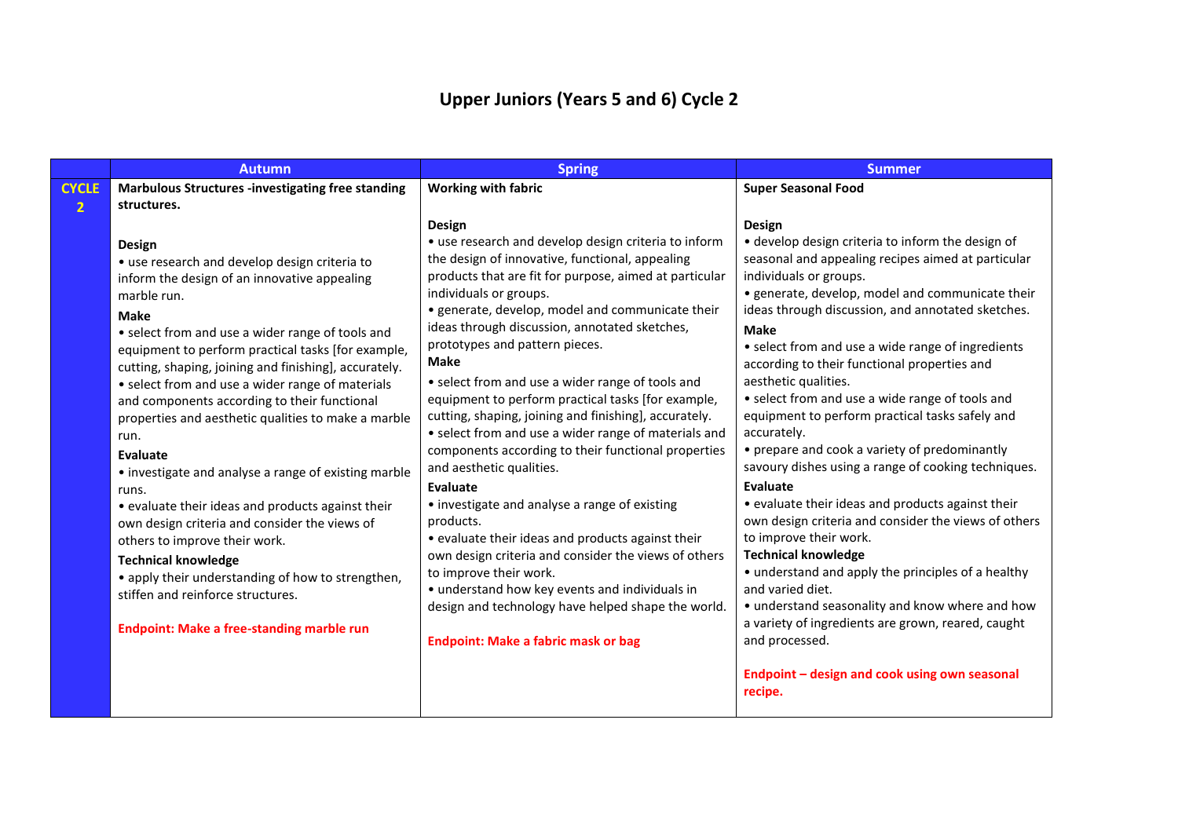# Upper Juniors (Years 5 and 6) Cycle 2

| | Autumn | Spring | Summer |
|---|---|---|---|
| **CYCLE 2** | **Marbulous Structures -investigating free standing structures.**<br><br>**Design**<br>• use research and develop design criteria to inform the design of an innovative appealing marble run.<br>**Make**<br>• select from and use a wider range of tools and equipment to perform practical tasks [for example, cutting, shaping, joining and finishing], accurately.<br>• select from and use a wider range of materials and components according to their functional properties and aesthetic qualities to make a marble run.<br>**Evaluate**<br>• investigate and analyse a range of existing marble runs.<br>• evaluate their ideas and products against their own design criteria and consider the views of others to improve their work.<br>**Technical knowledge**<br>• apply their understanding of how to strengthen, stiffen and reinforce structures.<br><br>**Endpoint: Make a free-standing marble run** | **Working with fabric**<br><br>**Design**<br>• use research and develop design criteria to inform the design of innovative, functional, appealing products that are fit for purpose, aimed at particular individuals or groups.<br>• generate, develop, model and communicate their ideas through discussion, annotated sketches, prototypes and pattern pieces.<br>**Make**<br>• select from and use a wider range of tools and equipment to perform practical tasks [for example, cutting, shaping, joining and finishing], accurately.<br>• select from and use a wider range of materials and components according to their functional properties and aesthetic qualities.<br>**Evaluate**<br>• investigate and analyse a range of existing products.<br>• evaluate their ideas and products against their own design criteria and consider the views of others to improve their work.<br>• understand how key events and individuals in design and technology have helped shape the world.<br><br>**Endpoint: Make a fabric mask or bag** | **Super Seasonal Food**<br><br>**Design**<br>• develop design criteria to inform the design of seasonal and appealing recipes aimed at particular individuals or groups.<br>• generate, develop, model and communicate their ideas through discussion, and annotated sketches.<br>**Make**<br>• select from and use a wide range of ingredients according to their functional properties and aesthetic qualities.<br>• select from and use a wide range of tools and equipment to perform practical tasks safely and accurately.<br>• prepare and cook a variety of predominantly savoury dishes using a range of cooking techniques.<br>**Evaluate**<br>• evaluate their ideas and products against their own design criteria and consider the views of others to improve their work.<br>**Technical knowledge**<br>• understand and apply the principles of a healthy and varied diet.<br>• understand seasonality and know where and how a variety of ingredients are grown, reared, caught and processed.<br><br>**Endpoint – design and cook using own seasonal recipe.** |